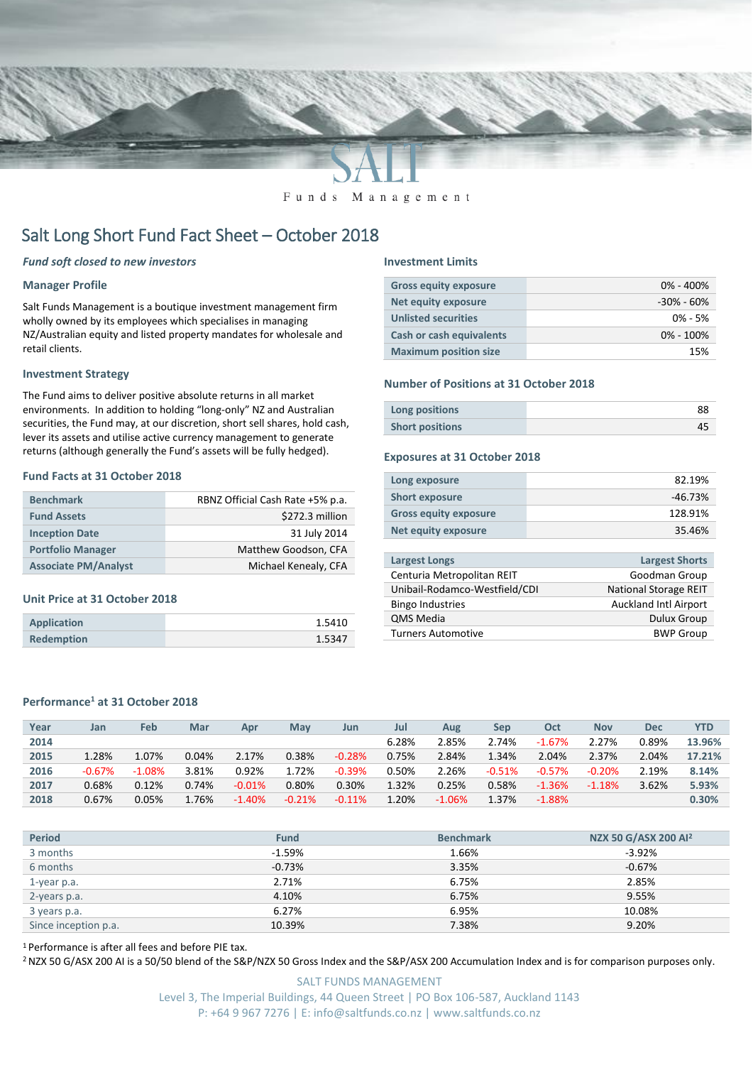SALT

Funds Management

# Salt Long Short Fund Fact Sheet – October 2018

***Fund soft closed to new investors***

### Manager Profile

Salt Funds Management is a boutique investment management firm wholly owned by its employees which specialises in managing NZ/Australian equity and listed property mandates for wholesale and retail clients.

### Investment Strategy

The Fund aims to deliver positive absolute returns in all market environments. In addition to holding "long-only" NZ and Australian securities, the Fund may, at our discretion, short sell shares, hold cash, lever its assets and utilise active currency management to generate returns (although generally the Fund's assets will be fully hedged).

### Fund Facts at 31 October 2018

| | |
|---|---|
| Benchmark | RBNZ Official Cash Rate +5% p.a. |
| Fund Assets | $272.3 million |
| Inception Date | 31 July 2014 |
| Portfolio Manager | Matthew Goodson, CFA |
| Associate PM/Analyst | Michael Kenealy, CFA |

### Unit Price at 31 October 2018

| | |
|---|---|
| Application | 1.5410 |
| Redemption | 1.5347 |

### Investment Limits

| | |
|---|---|
| Gross equity exposure | 0% - 400% |
| Net equity exposure | -30% - 60% |
| Unlisted securities | 0% - 5% |
| Cash or cash equivalents | 0% - 100% |
| Maximum position size | 15% |

### Number of Positions at 31 October 2018

| | |
|---|---|
| Long positions | 88 |
| Short positions | 45 |

### Exposures at 31 October 2018

| | |
|---|---|
| Long exposure | 82.19% |
| Short exposure | -46.73% |
| Gross equity exposure | 128.91% |
| Net equity exposure | 35.46% |

| Largest Longs | Largest Shorts |
|---|---|
| Centuria Metropolitan REIT | Goodman Group |
| Unibail-Rodamco-Westfield/CDI | National Storage REIT |
| Bingo Industries | Auckland Intl Airport |
| QMS Media | Dulux Group |
| Turners Automotive | BWP Group |

### Performance[1] at 31 October 2018

| Year | Jan | Feb | Mar | Apr | May | Jun | Jul | Aug | Sep | Oct | Nov | Dec | YTD |
|---|---|---|---|---|---|---|---|---|---|---|---|---|---|
| 2014 | | | | | | | 6.28% | 2.85% | 2.74% | -1.67% | 2.27% | 0.89% | 13.96% |
| 2015 | 1.28% | 1.07% | 0.04% | 2.17% | 0.38% | -0.28% | 0.75% | 2.84% | 1.34% | 2.04% | 2.37% | 2.04% | 17.21% |
| 2016 | -0.67% | -1.08% | 3.81% | 0.92% | 1.72% | -0.39% | 0.50% | 2.26% | -0.51% | -0.57% | -0.20% | 2.19% | 8.14% |
| 2017 | 0.68% | 0.12% | 0.74% | -0.01% | 0.80% | 0.30% | 1.32% | 0.25% | 0.58% | -1.36% | -1.18% | 3.62% | 5.93% |
| 2018 | 0.67% | 0.05% | 1.76% | -1.40% | -0.21% | -0.11% | 1.20% | -1.06% | 1.37% | -1.88% | | | 0.30% |

| Period | Fund | Benchmark | NZX 50 G/ASX 200 AI[2] |
|---|---|---|---|
| 3 months | -1.59% | 1.66% | -3.92% |
| 6 months | -0.73% | 3.35% | -0.67% |
| 1-year p.a. | 2.71% | 6.75% | 2.85% |
| 2-years p.a. | 4.10% | 6.75% | 9.55% |
| 3 years p.a. | 6.27% | 6.95% | 10.08% |
| Since inception p.a. | 10.39% | 7.38% | 9.20% |

[1] Performance is after all fees and before PIE tax.

[2] NZX 50 G/ASX 200 AI is a 50/50 blend of the S&P/NZX 50 Gross Index and the S&P/ASX 200 Accumulation Index and is for comparison purposes only.

SALT FUNDS MANAGEMENT
Level 3, The Imperial Buildings, 44 Queen Street | PO Box 106-587, Auckland 1143
P: +64 9 967 7276 | E: info@saltfunds.co.nz | www.saltfunds.co.nz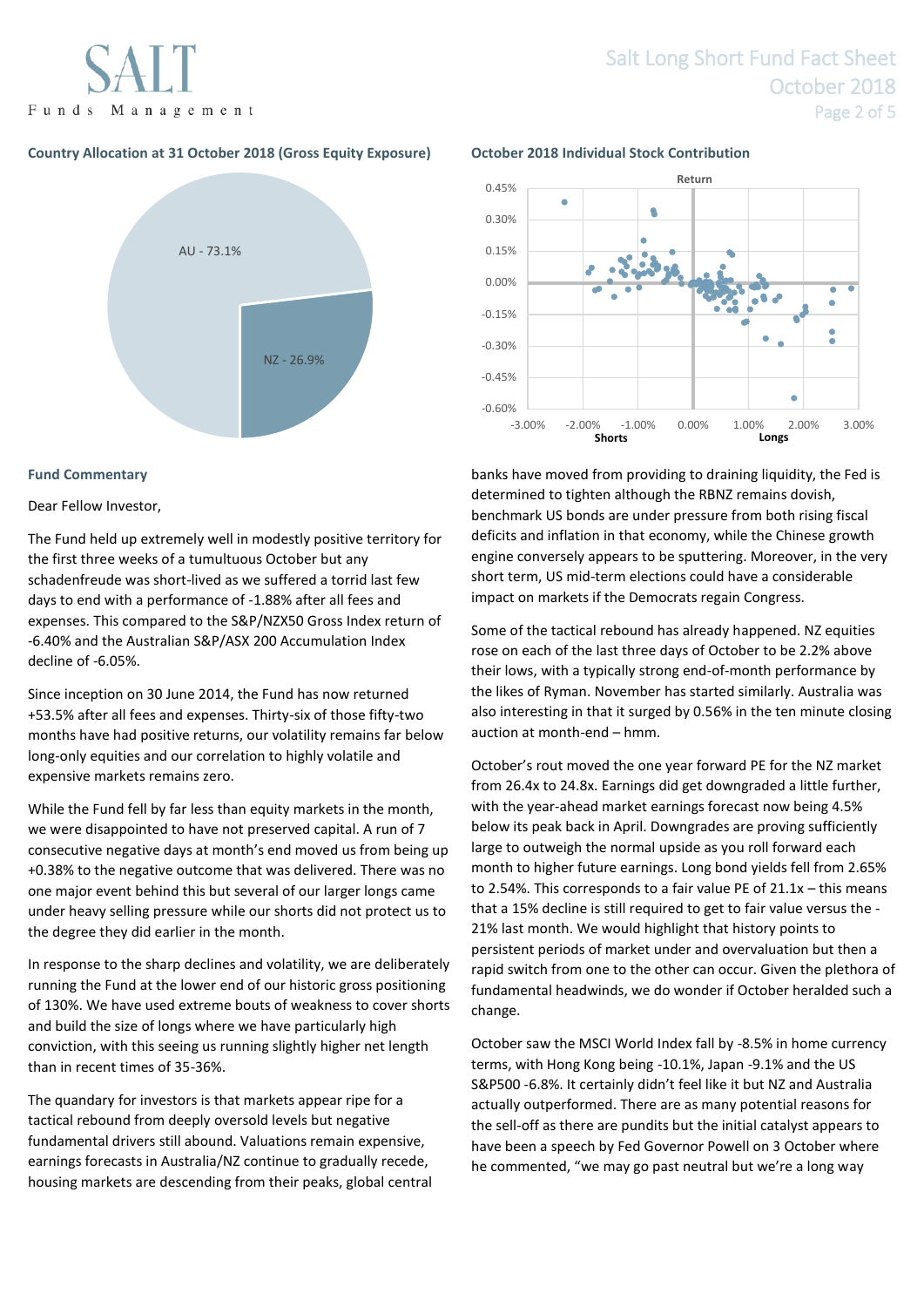### Country Allocation at 31 October 2018 (Gross Equity Exposure)

AU - 73.1%

NZ - 26.9%

### October 2018 Individual Stock Contribution

Return

Shorts

Longs

### Fund Commentary

Dear Fellow Investor,

The Fund held up extremely well in modestly positive territory for the first three weeks of a tumultuous October but any schadenfreude was short-lived as we suffered a torrid last few days to end with a performance of -1.88% after all fees and expenses. This compared to the S&P/NZX50 Gross Index return of -6.40% and the Australian S&P/ASX 200 Accumulation Index decline of -6.05%.

Since inception on 30 June 2014, the Fund has now returned +53.5% after all fees and expenses. Thirty-six of those fifty-two months have had positive returns, our volatility remains far below long-only equities and our correlation to highly volatile and expensive markets remains zero.

While the Fund fell by far less than equity markets in the month, we were disappointed to have not preserved capital. A run of 7 consecutive negative days at month's end moved us from being up +0.38% to the negative outcome that was delivered. There was no one major event behind this but several of our larger longs came under heavy selling pressure while our shorts did not protect us to the degree they did earlier in the month.

In response to the sharp declines and volatility, we are deliberately running the Fund at the lower end of our historic gross positioning of 130%. We have used extreme bouts of weakness to cover shorts and build the size of longs where we have particularly high conviction, with this seeing us running slightly higher net length than in recent times of 35-36%.

The quandary for investors is that markets appear ripe for a tactical rebound from deeply oversold levels but negative fundamental drivers still abound. Valuations remain expensive, earnings forecasts in Australia/NZ continue to gradually recede, housing markets are descending from their peaks, global central banks have moved from providing to draining liquidity, the Fed is determined to tighten although the RBNZ remains dovish, benchmark US bonds are under pressure from both rising fiscal deficits and inflation in that economy, while the Chinese growth engine conversely appears to be sputtering. Moreover, in the very short term, US mid-term elections could have a considerable impact on markets if the Democrats regain Congress.

Some of the tactical rebound has already happened. NZ equities rose on each of the last three days of October to be 2.2% above their lows, with a typically strong end-of-month performance by the likes of Ryman. November has started similarly. Australia was also interesting in that it surged by 0.56% in the ten minute closing auction at month-end – hmm.

October's rout moved the one year forward PE for the NZ market from 26.4x to 24.8x. Earnings did get downgraded a little further, with the year-ahead market earnings forecast now being 4.5% below its peak back in April. Downgrades are proving sufficiently large to outweigh the normal upside as you roll forward each month to higher future earnings. Long bond yields fell from 2.65% to 2.54%. This corresponds to a fair value PE of 21.1x – this means that a 15% decline is still required to get to fair value versus the -21% last month. We would highlight that history points to persistent periods of market under and overvaluation but then a rapid switch from one to the other can occur. Given the plethora of fundamental headwinds, we do wonder if October heralded such a change.

October saw the MSCI World Index fall by -8.5% in home currency terms, with Hong Kong being -10.1%, Japan -9.1% and the US S&P500 -6.8%. It certainly didn't feel like it but NZ and Australia actually outperformed. There are as many potential reasons for the sell-off as there are pundits but the initial catalyst appears to have been a speech by Fed Governor Powell on 3 October where he commented, "we may go past neutral but we're a long way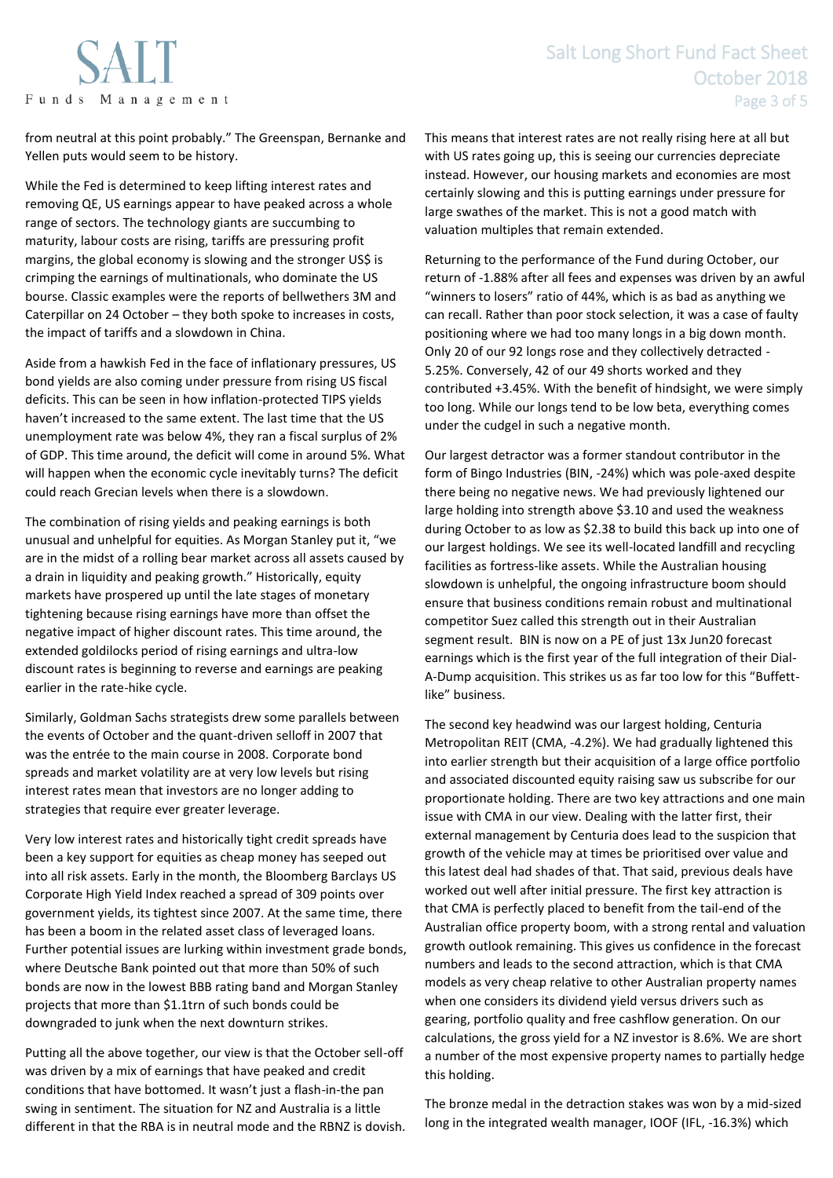from neutral at this point probably." The Greenspan, Bernanke and Yellen puts would seem to be history.

While the Fed is determined to keep lifting interest rates and removing QE, US earnings appear to have peaked across a whole range of sectors. The technology giants are succumbing to maturity, labour costs are rising, tariffs are pressuring profit margins, the global economy is slowing and the stronger US$ is crimping the earnings of multinationals, who dominate the US bourse. Classic examples were the reports of bellwethers 3M and Caterpillar on 24 October – they both spoke to increases in costs, the impact of tariffs and a slowdown in China.

Aside from a hawkish Fed in the face of inflationary pressures, US bond yields are also coming under pressure from rising US fiscal deficits. This can be seen in how inflation-protected TIPS yields haven't increased to the same extent. The last time that the US unemployment rate was below 4%, they ran a fiscal surplus of 2% of GDP. This time around, the deficit will come in around 5%. What will happen when the economic cycle inevitably turns? The deficit could reach Grecian levels when there is a slowdown.

The combination of rising yields and peaking earnings is both unusual and unhelpful for equities. As Morgan Stanley put it, "we are in the midst of a rolling bear market across all assets caused by a drain in liquidity and peaking growth." Historically, equity markets have prospered up until the late stages of monetary tightening because rising earnings have more than offset the negative impact of higher discount rates. This time around, the extended goldilocks period of rising earnings and ultra-low discount rates is beginning to reverse and earnings are peaking earlier in the rate-hike cycle.

Similarly, Goldman Sachs strategists drew some parallels between the events of October and the quant-driven selloff in 2007 that was the entrée to the main course in 2008. Corporate bond spreads and market volatility are at very low levels but rising interest rates mean that investors are no longer adding to strategies that require ever greater leverage.

Very low interest rates and historically tight credit spreads have been a key support for equities as cheap money has seeped out into all risk assets. Early in the month, the Bloomberg Barclays US Corporate High Yield Index reached a spread of 309 points over government yields, its tightest since 2007. At the same time, there has been a boom in the related asset class of leveraged loans. Further potential issues are lurking within investment grade bonds, where Deutsche Bank pointed out that more than 50% of such bonds are now in the lowest BBB rating band and Morgan Stanley projects that more than $1.1trn of such bonds could be downgraded to junk when the next downturn strikes.

Putting all the above together, our view is that the October sell-off was driven by a mix of earnings that have peaked and credit conditions that have bottomed. It wasn't just a flash-in-the pan swing in sentiment. The situation for NZ and Australia is a little different in that the RBA is in neutral mode and the RBNZ is dovish. This means that interest rates are not really rising here at all but with US rates going up, this is seeing our currencies depreciate instead. However, our housing markets and economies are most certainly slowing and this is putting earnings under pressure for large swathes of the market. This is not a good match with valuation multiples that remain extended.

Returning to the performance of the Fund during October, our return of -1.88% after all fees and expenses was driven by an awful "winners to losers" ratio of 44%, which is as bad as anything we can recall. Rather than poor stock selection, it was a case of faulty positioning where we had too many longs in a big down month. Only 20 of our 92 longs rose and they collectively detracted -5.25%. Conversely, 42 of our 49 shorts worked and they contributed +3.45%. With the benefit of hindsight, we were simply too long. While our longs tend to be low beta, everything comes under the cudgel in such a negative month.

Our largest detractor was a former standout contributor in the form of Bingo Industries (BIN, -24%) which was pole-axed despite there being no negative news. We had previously lightened our large holding into strength above $3.10 and used the weakness during October to as low as $2.38 to build this back up into one of our largest holdings. We see its well-located landfill and recycling facilities as fortress-like assets. While the Australian housing slowdown is unhelpful, the ongoing infrastructure boom should ensure that business conditions remain robust and multinational competitor Suez called this strength out in their Australian segment result. BIN is now on a PE of just 13x Jun20 forecast earnings which is the first year of the full integration of their Dial-A-Dump acquisition. This strikes us as far too low for this "Buffett-like" business.

The second key headwind was our largest holding, Centuria Metropolitan REIT (CMA, -4.2%). We had gradually lightened this into earlier strength but their acquisition of a large office portfolio and associated discounted equity raising saw us subscribe for our proportionate holding. There are two key attractions and one main issue with CMA in our view. Dealing with the latter first, their external management by Centuria does lead to the suspicion that growth of the vehicle may at times be prioritised over value and this latest deal had shades of that. That said, previous deals have worked out well after initial pressure. The first key attraction is that CMA is perfectly placed to benefit from the tail-end of the Australian office property boom, with a strong rental and valuation growth outlook remaining. This gives us confidence in the forecast numbers and leads to the second attraction, which is that CMA models as very cheap relative to other Australian property names when one considers its dividend yield versus drivers such as gearing, portfolio quality and free cashflow generation. On our calculations, the gross yield for a NZ investor is 8.6%. We are short a number of the most expensive property names to partially hedge this holding.

The bronze medal in the detraction stakes was won by a mid-sized long in the integrated wealth manager, IOOF (IFL, -16.3%) which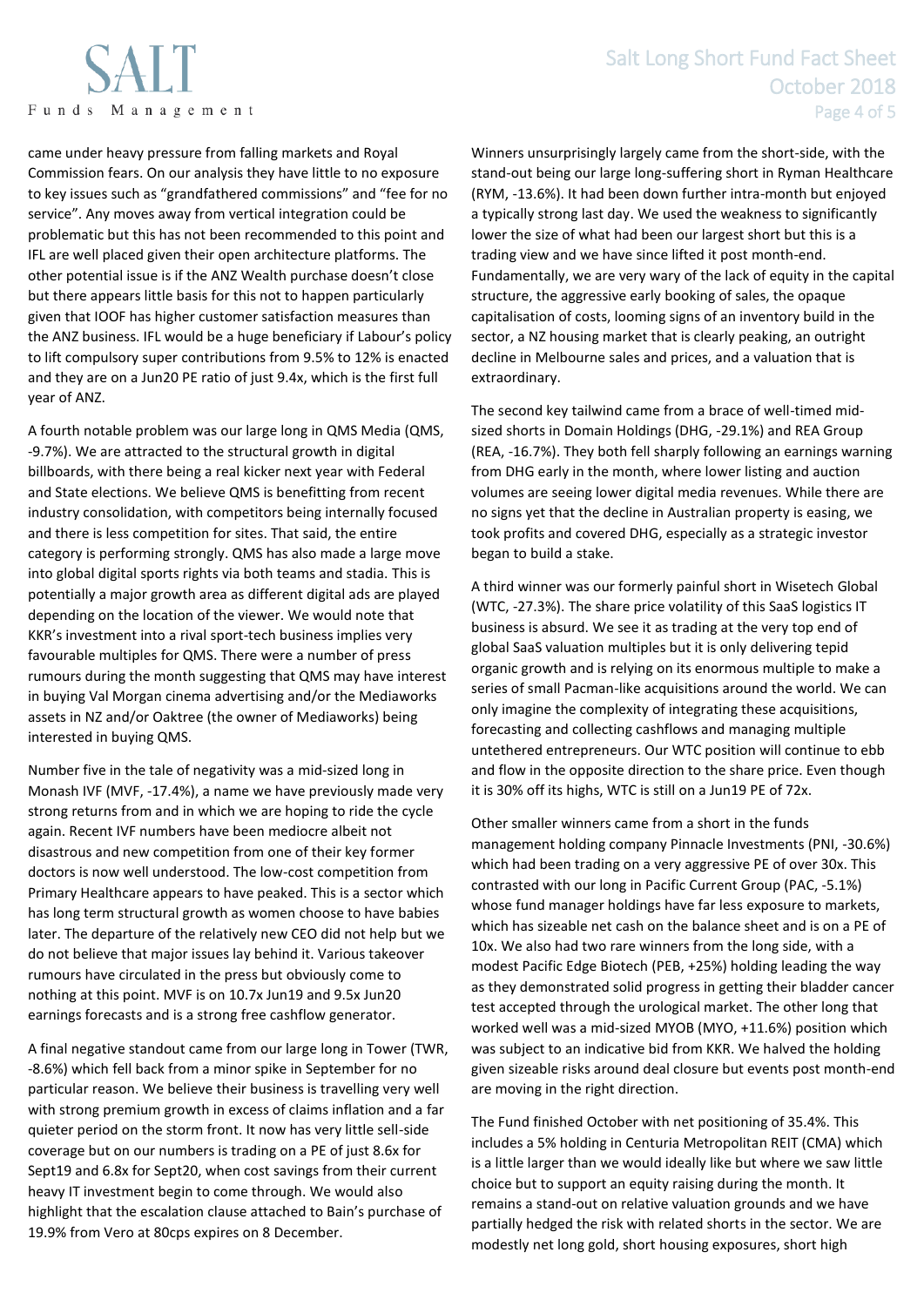came under heavy pressure from falling markets and Royal Commission fears. On our analysis they have little to no exposure to key issues such as "grandfathered commissions" and "fee for no service". Any moves away from vertical integration could be problematic but this has not been recommended to this point and IFL are well placed given their open architecture platforms. The other potential issue is if the ANZ Wealth purchase doesn't close but there appears little basis for this not to happen particularly given that IOOF has higher customer satisfaction measures than the ANZ business. IFL would be a huge beneficiary if Labour's policy to lift compulsory super contributions from 9.5% to 12% is enacted and they are on a Jun20 PE ratio of just 9.4x, which is the first full year of ANZ.

A fourth notable problem was our large long in QMS Media (QMS, -9.7%). We are attracted to the structural growth in digital billboards, with there being a real kicker next year with Federal and State elections. We believe QMS is benefitting from recent industry consolidation, with competitors being internally focused and there is less competition for sites. That said, the entire category is performing strongly. QMS has also made a large move into global digital sports rights via both teams and stadia. This is potentially a major growth area as different digital ads are played depending on the location of the viewer. We would note that KKR's investment into a rival sport-tech business implies very favourable multiples for QMS. There were a number of press rumours during the month suggesting that QMS may have interest in buying Val Morgan cinema advertising and/or the Mediaworks assets in NZ and/or Oaktree (the owner of Mediaworks) being interested in buying QMS.

Number five in the tale of negativity was a mid-sized long in Monash IVF (MVF, -17.4%), a name we have previously made very strong returns from and in which we are hoping to ride the cycle again. Recent IVF numbers have been mediocre albeit not disastrous and new competition from one of their key former doctors is now well understood. The low-cost competition from Primary Healthcare appears to have peaked. This is a sector which has long term structural growth as women choose to have babies later. The departure of the relatively new CEO did not help but we do not believe that major issues lay behind it. Various takeover rumours have circulated in the press but obviously come to nothing at this point. MVF is on 10.7x Jun19 and 9.5x Jun20 earnings forecasts and is a strong free cashflow generator.

A final negative standout came from our large long in Tower (TWR, -8.6%) which fell back from a minor spike in September for no particular reason. We believe their business is travelling very well with strong premium growth in excess of claims inflation and a far quieter period on the storm front. It now has very little sell-side coverage but on our numbers is trading on a PE of just 8.6x for Sept19 and 6.8x for Sept20, when cost savings from their current heavy IT investment begin to come through. We would also highlight that the escalation clause attached to Bain's purchase of 19.9% from Vero at 80cps expires on 8 December.

Winners unsurprisingly largely came from the short-side, with the stand-out being our large long-suffering short in Ryman Healthcare (RYM, -13.6%). It had been down further intra-month but enjoyed a typically strong last day. We used the weakness to significantly lower the size of what had been our largest short but this is a trading view and we have since lifted it post month-end. Fundamentally, we are very wary of the lack of equity in the capital structure, the aggressive early booking of sales, the opaque capitalisation of costs, looming signs of an inventory build in the sector, a NZ housing market that is clearly peaking, an outright decline in Melbourne sales and prices, and a valuation that is extraordinary.

The second key tailwind came from a brace of well-timed mid-sized shorts in Domain Holdings (DHG, -29.1%) and REA Group (REA, -16.7%). They both fell sharply following an earnings warning from DHG early in the month, where lower listing and auction volumes are seeing lower digital media revenues. While there are no signs yet that the decline in Australian property is easing, we took profits and covered DHG, especially as a strategic investor began to build a stake.

A third winner was our formerly painful short in Wisetech Global (WTC, -27.3%). The share price volatility of this SaaS logistics IT business is absurd. We see it as trading at the very top end of global SaaS valuation multiples but it is only delivering tepid organic growth and is relying on its enormous multiple to make a series of small Pacman-like acquisitions around the world. We can only imagine the complexity of integrating these acquisitions, forecasting and collecting cashflows and managing multiple untethered entrepreneurs. Our WTC position will continue to ebb and flow in the opposite direction to the share price. Even though it is 30% off its highs, WTC is still on a Jun19 PE of 72x.

Other smaller winners came from a short in the funds management holding company Pinnacle Investments (PNI, -30.6%) which had been trading on a very aggressive PE of over 30x. This contrasted with our long in Pacific Current Group (PAC, -5.1%) whose fund manager holdings have far less exposure to markets, which has sizeable net cash on the balance sheet and is on a PE of 10x. We also had two rare winners from the long side, with a modest Pacific Edge Biotech (PEB, +25%) holding leading the way as they demonstrated solid progress in getting their bladder cancer test accepted through the urological market. The other long that worked well was a mid-sized MYOB (MYO, +11.6%) position which was subject to an indicative bid from KKR. We halved the holding given sizeable risks around deal closure but events post month-end are moving in the right direction.

The Fund finished October with net positioning of 35.4%. This includes a 5% holding in Centuria Metropolitan REIT (CMA) which is a little larger than we would ideally like but where we saw little choice but to support an equity raising during the month. It remains a stand-out on relative valuation grounds and we have partially hedged the risk with related shorts in the sector. We are modestly net long gold, short housing exposures, short high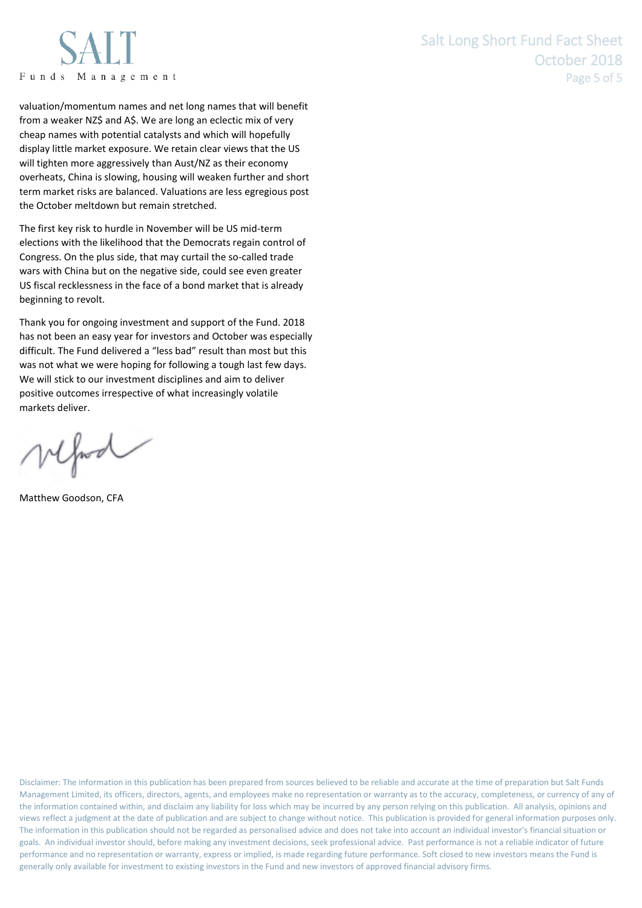valuation/momentum names and net long names that will benefit from a weaker NZ$ and A$. We are long an eclectic mix of very cheap names with potential catalysts and which will hopefully display little market exposure. We retain clear views that the US will tighten more aggressively than Aust/NZ as their economy overheats, China is slowing, housing will weaken further and short term market risks are balanced. Valuations are less egregious post the October meltdown but remain stretched.

The first key risk to hurdle in November will be US mid-term elections with the likelihood that the Democrats regain control of Congress. On the plus side, that may curtail the so-called trade wars with China but on the negative side, could see even greater US fiscal recklessness in the face of a bond market that is already beginning to revolt.

Thank you for ongoing investment and support of the Fund. 2018 has not been an easy year for investors and October was especially difficult. The Fund delivered a "less bad" result than most but this was not what we were hoping for following a tough last few days. We will stick to our investment disciplines and aim to deliver positive outcomes irrespective of what increasingly volatile markets deliver.

Matthew Goodson, CFA

Disclaimer: The information in this publication has been prepared from sources believed to be reliable and accurate at the time of preparation but Salt Funds Management Limited, its officers, directors, agents, and employees make no representation or warranty as to the accuracy, completeness, or currency of any of the information contained within, and disclaim any liability for loss which may be incurred by any person relying on this publication. All analysis, opinions and views reflect a judgment at the date of publication and are subject to change without notice. This publication is provided for general information purposes only. The information in this publication should not be regarded as personalised advice and does not take into account an individual investor's financial situation or goals. An individual investor should, before making any investment decisions, seek professional advice. Past performance is not a reliable indicator of future performance and no representation or warranty, express or implied, is made regarding future performance. Soft closed to new investors means the Fund is generally only available for investment to existing investors in the Fund and new investors of approved financial advisory firms.